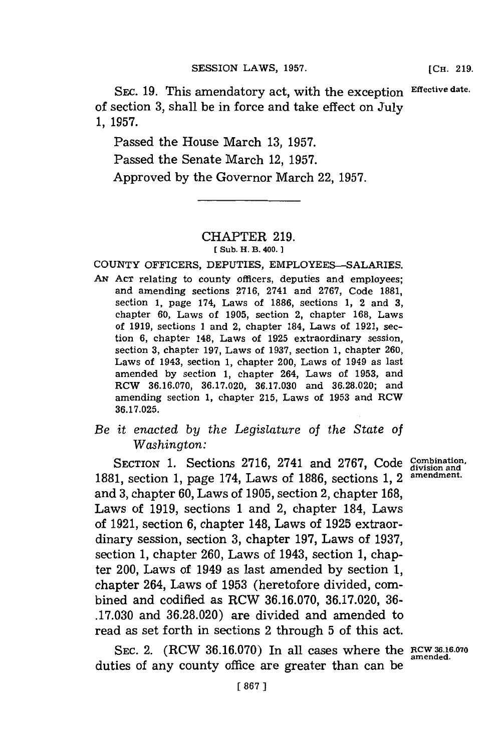SEC. 19. This amendatory act, with the exception of section 3, shall be in force and take effect on July 1, 1957.

Effective date.

Passed the House March 13, 1957.

Passed the Senate March 12, 1957.

Approved by the Governor March 22, 1957.

---

# CHAPTER 219.

[ Sub. H. B. 400. ]

## COUNTY OFFICERS, DEPUTIES, EMPLOYEES—SALARIES.

AN ACT relating to county officers, deputies and employees; and amending sections 2716, 2741 and 2767, Code 1881, section 1, page 174, Laws of 1886, sections 1, 2 and 3, chapter 60, Laws of 1905, section 2, chapter 168, Laws of 1919, sections 1 and 2, chapter 184, Laws of 1921, section 6, chapter 148, Laws of 1925 extraordinary session, section 3, chapter 197, Laws of 1937, section 1, chapter 260, Laws of 1943, section 1, chapter 200, Laws of 1949 as last amended by section 1, chapter 264, Laws of 1953, and RCW 36.16.070, 36.17.020, 36.17.030 and 36.28.020; and amending section 1, chapter 215, Laws of 1953 and RCW 36.17.025.

*Be it enacted by the Legislature of the State of Washington:*

SECTION 1. Sections 2716, 2741 and 2767, Code 1881, section 1, page 174, Laws of 1886, sections 1, 2 and 3, chapter 60, Laws of 1905, section 2, chapter 168, Laws of 1919, sections 1 and 2, chapter 184, Laws of 1921, section 6, chapter 148, Laws of 1925 extraordinary session, section 3, chapter 197, Laws of 1937, section 1, chapter 260, Laws of 1943, section 1, chapter 200, Laws of 1949 as last amended by section 1, chapter 264, Laws of 1953 (heretofore divided, combined and codified as RCW 36.16.070, 36.17.020, 36-.17.030 and 36.28.020) are divided and amended to read as set forth in sections 2 through 5 of this act.

Combination, division and amendment.

SEC. 2. (RCW 36.16.070) In all cases where the duties of any county office are greater than can be

RCW 36.16.070 amended.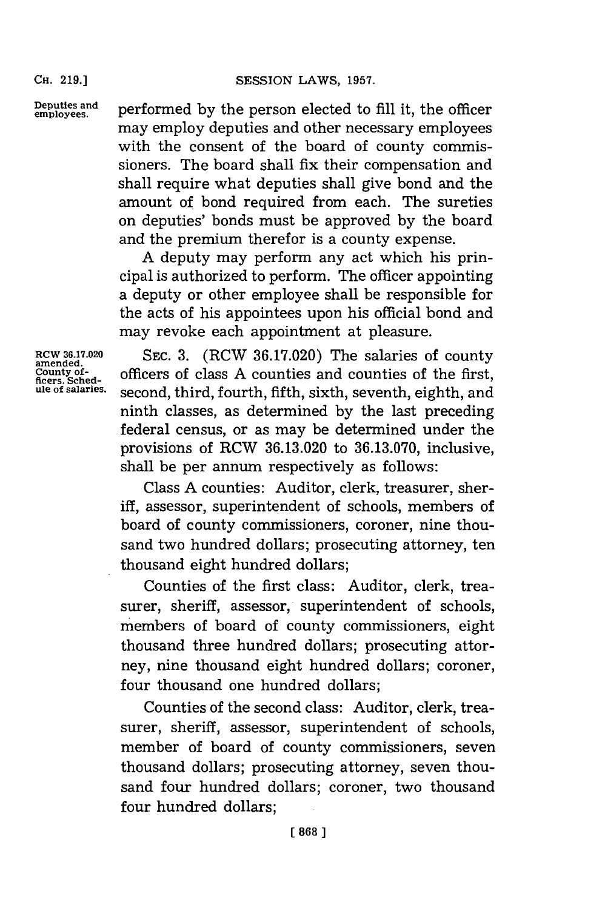Deputies and employees.

performed by the person elected to fill it, the officer may employ deputies and other necessary employees with the consent of the board of county commissioners. The board shall fix their compensation and shall require what deputies shall give bond and the amount of bond required from each. The sureties on deputies' bonds must be approved by the board and the premium therefor is a county expense.

A deputy may perform any act which his principal is authorized to perform. The officer appointing a deputy or other employee shall be responsible for the acts of his appointees upon his official bond and may revoke each appointment at pleasure.

RCW 36.17.020 amended. County officers. Schedule of salaries.

SEC. 3. (RCW 36.17.020) The salaries of county officers of class A counties and counties of the first, second, third, fourth, fifth, sixth, seventh, eighth, and ninth classes, as determined by the last preceding federal census, or as may be determined under the provisions of RCW 36.13.020 to 36.13.070, inclusive, shall be per annum respectively as follows:

Class A counties: Auditor, clerk, treasurer, sheriff, assessor, superintendent of schools, members of board of county commissioners, coroner, nine thousand two hundred dollars; prosecuting attorney, ten thousand eight hundred dollars;

Counties of the first class: Auditor, clerk, treasurer, sheriff, assessor, superintendent of schools, members of board of county commissioners, eight thousand three hundred dollars; prosecuting attorney, nine thousand eight hundred dollars; coroner, four thousand one hundred dollars;

Counties of the second class: Auditor, clerk, treasurer, sheriff, assessor, superintendent of schools, member of board of county commissioners, seven thousand dollars; prosecuting attorney, seven thousand four hundred dollars; coroner, two thousand four hundred dollars;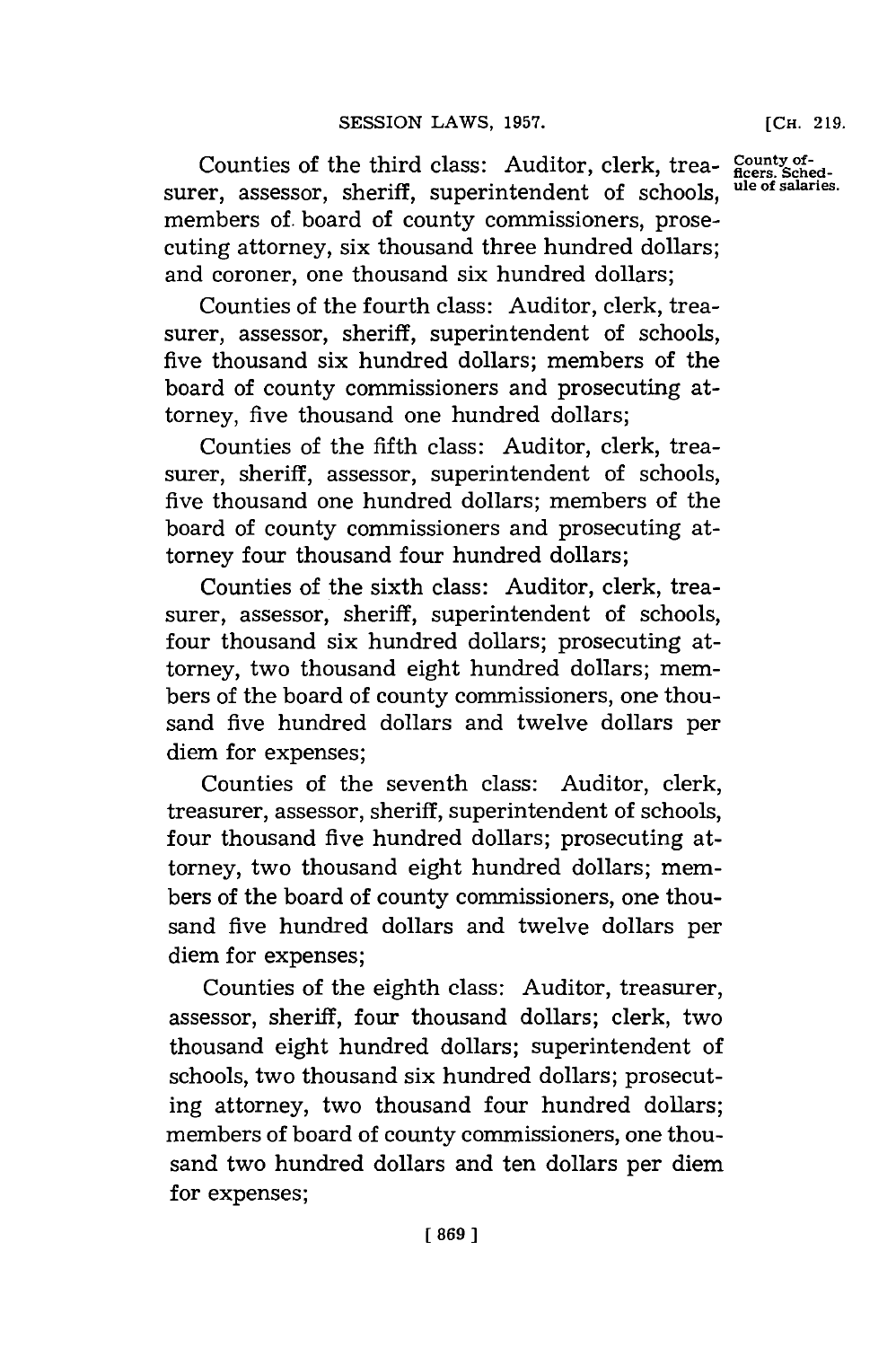County officers. Schedule of salaries.

Counties of the third class: Auditor, clerk, treasurer, assessor, sheriff, superintendent of schools, members of board of county commissioners, prosecuting attorney, six thousand three hundred dollars; and coroner, one thousand six hundred dollars;

Counties of the fourth class: Auditor, clerk, treasurer, assessor, sheriff, superintendent of schools, five thousand six hundred dollars; members of the board of county commissioners and prosecuting attorney, five thousand one hundred dollars;

Counties of the fifth class: Auditor, clerk, treasurer, sheriff, assessor, superintendent of schools, five thousand one hundred dollars; members of the board of county commissioners and prosecuting attorney four thousand four hundred dollars;

Counties of the sixth class: Auditor, clerk, treasurer, assessor, sheriff, superintendent of schools, four thousand six hundred dollars; prosecuting attorney, two thousand eight hundred dollars; members of the board of county commissioners, one thousand five hundred dollars and twelve dollars per diem for expenses;

Counties of the seventh class: Auditor, clerk, treasurer, assessor, sheriff, superintendent of schools, four thousand five hundred dollars; prosecuting attorney, two thousand eight hundred dollars; members of the board of county commissioners, one thousand five hundred dollars and twelve dollars per diem for expenses;

Counties of the eighth class: Auditor, treasurer, assessor, sheriff, four thousand dollars; clerk, two thousand eight hundred dollars; superintendent of schools, two thousand six hundred dollars; prosecuting attorney, two thousand four hundred dollars; members of board of county commissioners, one thousand two hundred dollars and ten dollars per diem for expenses;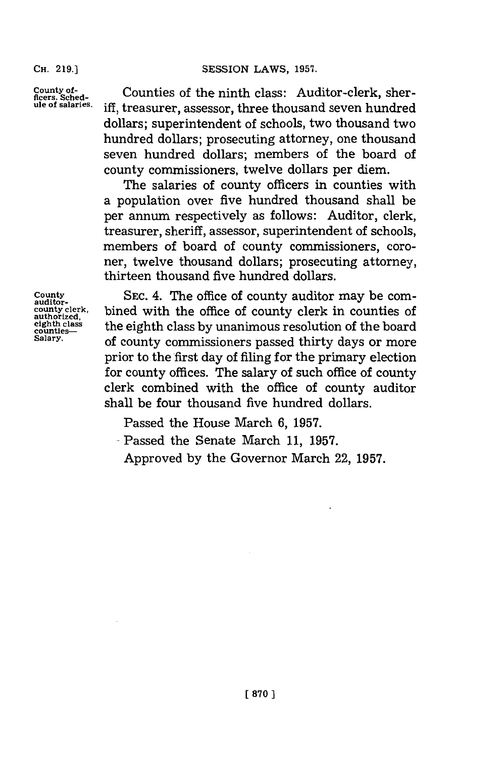County officers. Schedule of salaries.

Counties of the ninth class: Auditor-clerk, sheriff, treasurer, assessor, three thousand seven hundred dollars; superintendent of schools, two thousand two hundred dollars; prosecuting attorney, one thousand seven hundred dollars; members of the board of county commissioners, twelve dollars per diem.

The salaries of county officers in counties with a population over five hundred thousand shall be per annum respectively as follows: Auditor, clerk, treasurer, sheriff, assessor, superintendent of schools, members of board of county commissioners, coroner, twelve thousand dollars; prosecuting attorney, thirteen thousand five hundred dollars.

County auditor-county clerk, authorized, eighth class counties—Salary.

SEC. 4. The office of county auditor may be combined with the office of county clerk in counties of the eighth class by unanimous resolution of the board of county commissioners passed thirty days or more prior to the first day of filing for the primary election for county offices. The salary of such office of county clerk combined with the office of county auditor shall be four thousand five hundred dollars.

Passed the House March 6, 1957.

Passed the Senate March 11, 1957.

Approved by the Governor March 22, 1957.